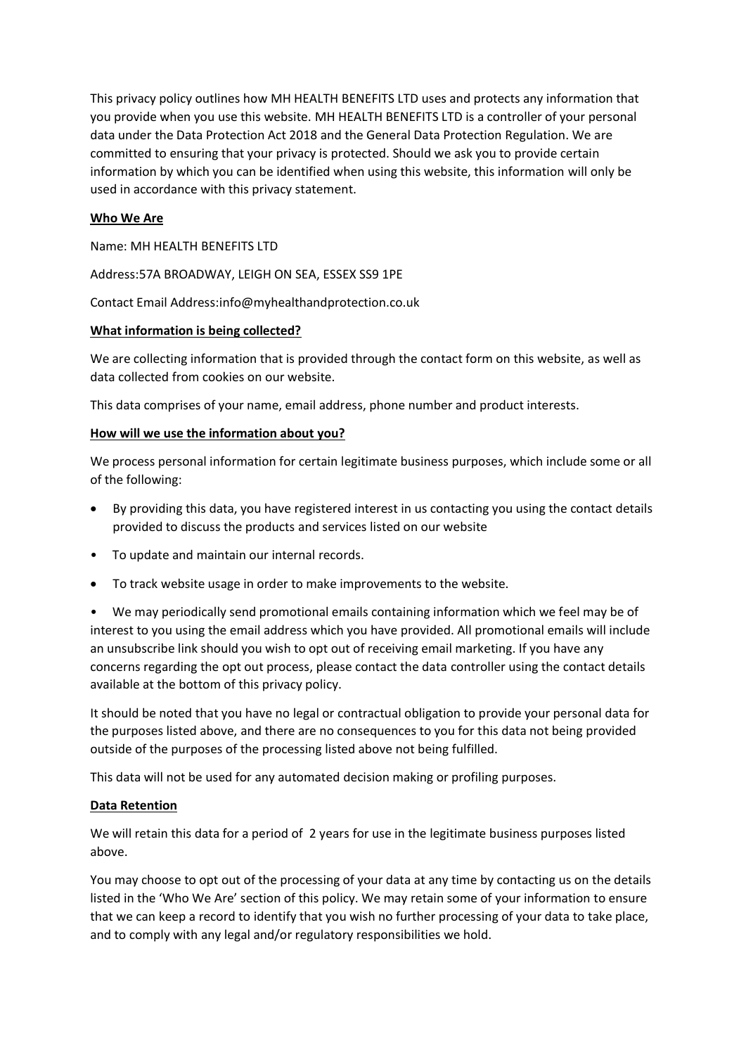This privacy policy outlines how MH HEALTH BENEFITS LTD uses and protects any information that you provide when you use this website. MH HEALTH BENEFITS LTD is a controller of your personal data under the Data Protection Act 2018 and the General Data Protection Regulation. We are committed to ensuring that your privacy is protected. Should we ask you to provide certain information by which you can be identified when using this website, this information will only be used in accordance with this privacy statement.

## Who We Are

Name: MH HEALTH BENEFITS LTD

Address:57A BROADWAY, LEIGH ON SEA, ESSEX SS9 1PE

Contact Email Address:info@myhealthandprotection.co.uk

## What information is being collected?

We are collecting information that is provided through the contact form on this website, as well as data collected from cookies on our website.

This data comprises of your name, email address, phone number and product interests.

## How will we use the information about you?

We process personal information for certain legitimate business purposes, which include some or all of the following:

- By providing this data, you have registered interest in us contacting you using the contact details provided to discuss the products and services listed on our website
- To update and maintain our internal records.
- To track website usage in order to make improvements to the website.
- We may periodically send promotional emails containing information which we feel may be of interest to you using the email address which you have provided. All promotional emails will include an unsubscribe link should you wish to opt out of receiving email marketing. If you have any concerns regarding the opt out process, please contact the data controller using the contact details available at the bottom of this privacy policy.

It should be noted that you have no legal or contractual obligation to provide your personal data for the purposes listed above, and there are no consequences to you for this data not being provided outside of the purposes of the processing listed above not being fulfilled.

This data will not be used for any automated decision making or profiling purposes.

## Data Retention

We will retain this data for a period of 2 years for use in the legitimate business purposes listed above.

You may choose to opt out of the processing of your data at any time by contacting us on the details listed in the 'Who We Are' section of this policy. We may retain some of your information to ensure that we can keep a record to identify that you wish no further processing of your data to take place, and to comply with any legal and/or regulatory responsibilities we hold.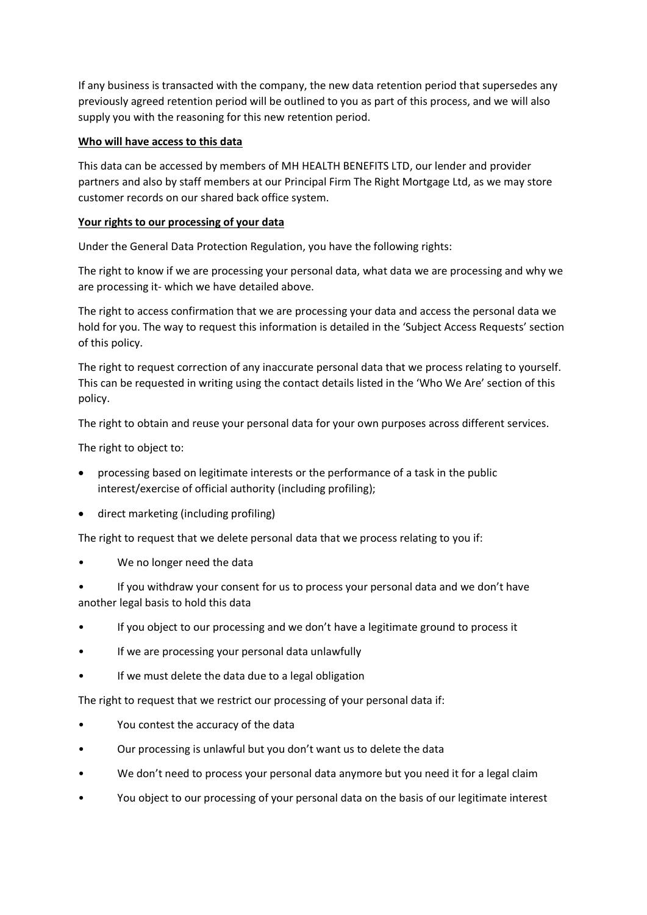If any business is transacted with the company, the new data retention period that supersedes any previously agreed retention period will be outlined to you as part of this process, and we will also supply you with the reasoning for this new retention period.

**Who will have access to this data**

This data can be accessed by members of MH HEALTH BENEFITS LTD, our lender and provider partners and also by staff members at our Principal Firm The Right Mortgage Ltd, as we may store customer records on our shared back office system.

**Your rights to our processing of your data**

Under the General Data Protection Regulation, you have the following rights:

The right to know if we are processing your personal data, what data we are processing and why we are processing it- which we have detailed above.

The right to access confirmation that we are processing your data and access the personal data we hold for you. The way to request this information is detailed in the 'Subject Access Requests' section of this policy.

The right to request correction of any inaccurate personal data that we process relating to yourself. This can be requested in writing using the contact details listed in the 'Who We Are' section of this policy.

The right to obtain and reuse your personal data for your own purposes across different services.

The right to object to:

- processing based on legitimate interests or the performance of a task in the public interest/exercise of official authority (including profiling);
- direct marketing (including profiling)

The right to request that we delete personal data that we process relating to you if:

- We no longer need the data
- If you withdraw your consent for us to process your personal data and we don't have another legal basis to hold this data
- If you object to our processing and we don't have a legitimate ground to process it
- If we are processing your personal data unlawfully
- If we must delete the data due to a legal obligation

The right to request that we restrict our processing of your personal data if:

- You contest the accuracy of the data
- Our processing is unlawful but you don't want us to delete the data
- We don't need to process your personal data anymore but you need it for a legal claim
- You object to our processing of your personal data on the basis of our legitimate interest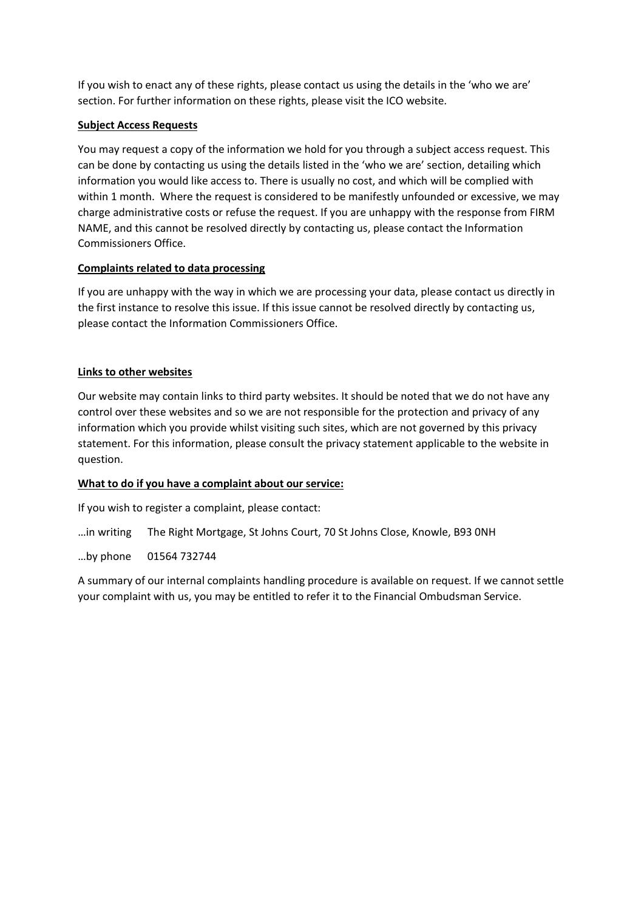If you wish to enact any of these rights, please contact us using the details in the 'who we are' section. For further information on these rights, please visit the ICO website.

**Subject Access Requests**

You may request a copy of the information we hold for you through a subject access request. This can be done by contacting us using the details listed in the 'who we are' section, detailing which information you would like access to. There is usually no cost, and which will be complied with within 1 month. Where the request is considered to be manifestly unfounded or excessive, we may charge administrative costs or refuse the request. If you are unhappy with the response from FIRM NAME, and this cannot be resolved directly by contacting us, please contact the Information Commissioners Office.

**Complaints related to data processing**

If you are unhappy with the way in which we are processing your data, please contact us directly in the first instance to resolve this issue. If this issue cannot be resolved directly by contacting us, please contact the Information Commissioners Office.

**Links to other websites**

Our website may contain links to third party websites. It should be noted that we do not have any control over these websites and so we are not responsible for the protection and privacy of any information which you provide whilst visiting such sites, which are not governed by this privacy statement. For this information, please consult the privacy statement applicable to the website in question.

**What to do if you have a complaint about our service:**

If you wish to register a complaint, please contact:

…in writing The Right Mortgage, St Johns Court, 70 St Johns Close, Knowle, B93 0NH

…by phone 01564 732744

A summary of our internal complaints handling procedure is available on request. If we cannot settle your complaint with us, you may be entitled to refer it to the Financial Ombudsman Service.